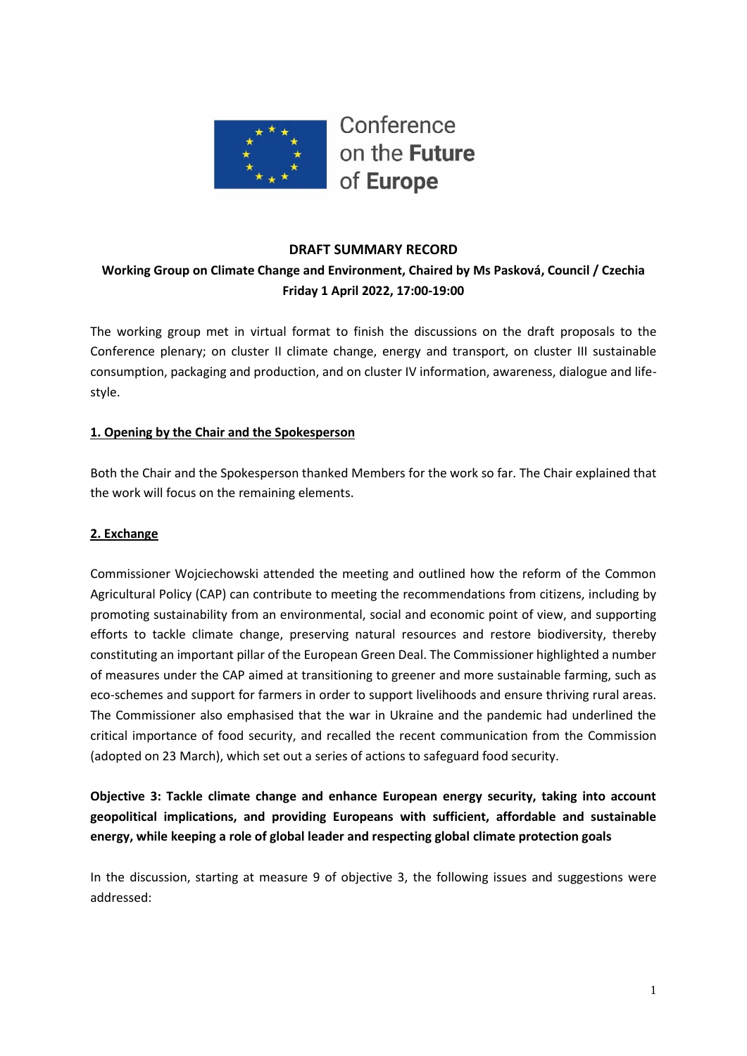Conference on the **Future** of **Europe**

**DRAFT SUMMARY RECORD**

**Working Group on Climate Change and Environment, Chaired by Ms Pasková, Council / Czechia**
**Friday 1 April 2022, 17:00-19:00**

The working group met in virtual format to finish the discussions on the draft proposals to the Conference plenary; on cluster II climate change, energy and transport, on cluster III sustainable consumption, packaging and production, and on cluster IV information, awareness, dialogue and life-style.

## 1. Opening by the Chair and the Spokesperson

Both the Chair and the Spokesperson thanked Members for the work so far. The Chair explained that the work will focus on the remaining elements.

## 2. Exchange

Commissioner Wojciechowski attended the meeting and outlined how the reform of the Common Agricultural Policy (CAP) can contribute to meeting the recommendations from citizens, including by promoting sustainability from an environmental, social and economic point of view, and supporting efforts to tackle climate change, preserving natural resources and restore biodiversity, thereby constituting an important pillar of the European Green Deal. The Commissioner highlighted a number of measures under the CAP aimed at transitioning to greener and more sustainable farming, such as eco-schemes and support for farmers in order to support livelihoods and ensure thriving rural areas. The Commissioner also emphasised that the war in Ukraine and the pandemic had underlined the critical importance of food security, and recalled the recent communication from the Commission (adopted on 23 March), which set out a series of actions to safeguard food security.

**Objective 3: Tackle climate change and enhance European energy security, taking into account geopolitical implications, and providing Europeans with sufficient, affordable and sustainable energy, while keeping a role of global leader and respecting global climate protection goals**

In the discussion, starting at measure 9 of objective 3, the following issues and suggestions were addressed: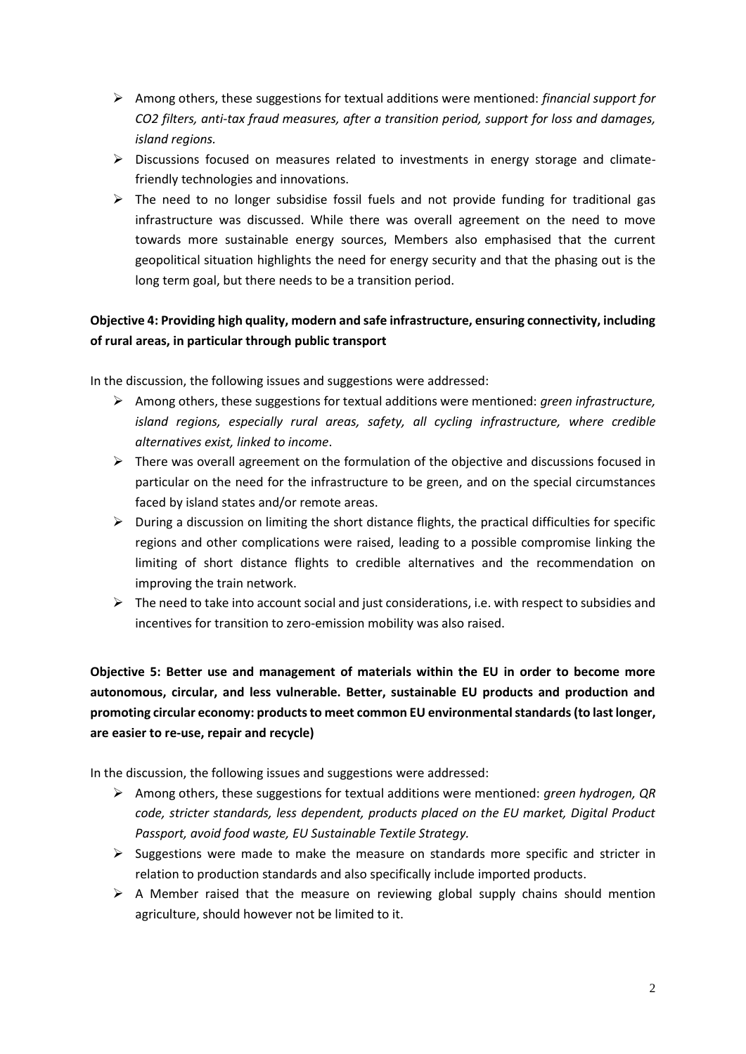- Among others, these suggestions for textual additions were mentioned: *financial support for $CO_2$ filters, anti-tax fraud measures, after a transition period, support for loss and damages, island regions.*
- Discussions focused on measures related to investments in energy storage and climate-friendly technologies and innovations.
- The need to no longer subsidise fossil fuels and not provide funding for traditional gas infrastructure was discussed. While there was overall agreement on the need to move towards more sustainable energy sources, Members also emphasised that the current geopolitical situation highlights the need for energy security and that the phasing out is the long term goal, but there needs to be a transition period.

**Objective 4: Providing high quality, modern and safe infrastructure, ensuring connectivity, including of rural areas, in particular through public transport**

In the discussion, the following issues and suggestions were addressed:

- Among others, these suggestions for textual additions were mentioned: *green infrastructure, island regions, especially rural areas, safety, all cycling infrastructure, where credible alternatives exist, linked to income*.
- There was overall agreement on the formulation of the objective and discussions focused in particular on the need for the infrastructure to be green, and on the special circumstances faced by island states and/or remote areas.
- During a discussion on limiting the short distance flights, the practical difficulties for specific regions and other complications were raised, leading to a possible compromise linking the limiting of short distance flights to credible alternatives and the recommendation on improving the train network.
- The need to take into account social and just considerations, i.e. with respect to subsidies and incentives for transition to zero-emission mobility was also raised.

**Objective 5: Better use and management of materials within the EU in order to become more autonomous, circular, and less vulnerable. Better, sustainable EU products and production and promoting circular economy: products to meet common EU environmental standards (to last longer, are easier to re-use, repair and recycle)**

In the discussion, the following issues and suggestions were addressed:

- Among others, these suggestions for textual additions were mentioned: *green hydrogen, QR code, stricter standards, less dependent, products placed on the EU market, Digital Product Passport, avoid food waste, EU Sustainable Textile Strategy.*
- Suggestions were made to make the measure on standards more specific and stricter in relation to production standards and also specifically include imported products.
- A Member raised that the measure on reviewing global supply chains should mention agriculture, should however not be limited to it.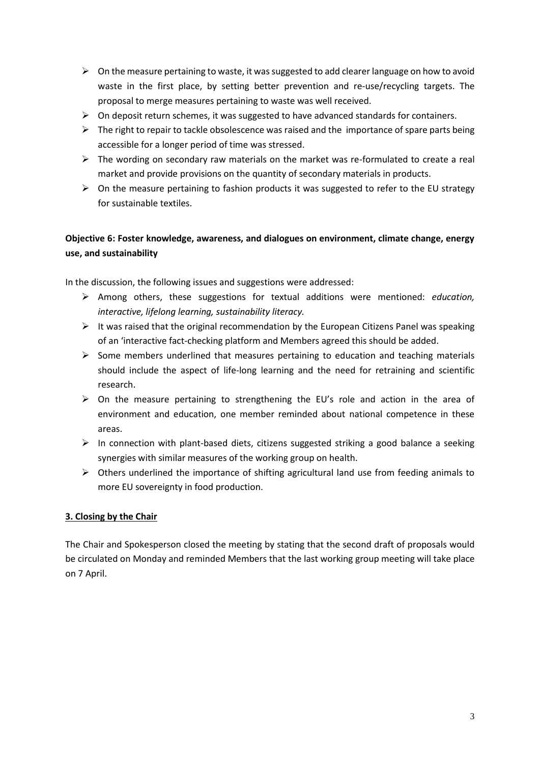- On the measure pertaining to waste, it was suggested to add clearer language on how to avoid waste in the first place, by setting better prevention and re-use/recycling targets. The proposal to merge measures pertaining to waste was well received.
- On deposit return schemes, it was suggested to have advanced standards for containers.
- The right to repair to tackle obsolescence was raised and the importance of spare parts being accessible for a longer period of time was stressed.
- The wording on secondary raw materials on the market was re-formulated to create a real market and provide provisions on the quantity of secondary materials in products.
- On the measure pertaining to fashion products it was suggested to refer to the EU strategy for sustainable textiles.

**Objective 6: Foster knowledge, awareness, and dialogues on environment, climate change, energy use, and sustainability**

In the discussion, the following issues and suggestions were addressed:

- Among others, these suggestions for textual additions were mentioned: *education, interactive, lifelong learning, sustainability literacy.*
- It was raised that the original recommendation by the European Citizens Panel was speaking of an 'interactive fact-checking platform and Members agreed this should be added.
- Some members underlined that measures pertaining to education and teaching materials should include the aspect of life-long learning and the need for retraining and scientific research.
- On the measure pertaining to strengthening the EU's role and action in the area of environment and education, one member reminded about national competence in these areas.
- In connection with plant-based diets, citizens suggested striking a good balance a seeking synergies with similar measures of the working group on health.
- Others underlined the importance of shifting agricultural land use from feeding animals to more EU sovereignty in food production.

**3. Closing by the Chair**

The Chair and Spokesperson closed the meeting by stating that the second draft of proposals would be circulated on Monday and reminded Members that the last working group meeting will take place on 7 April.